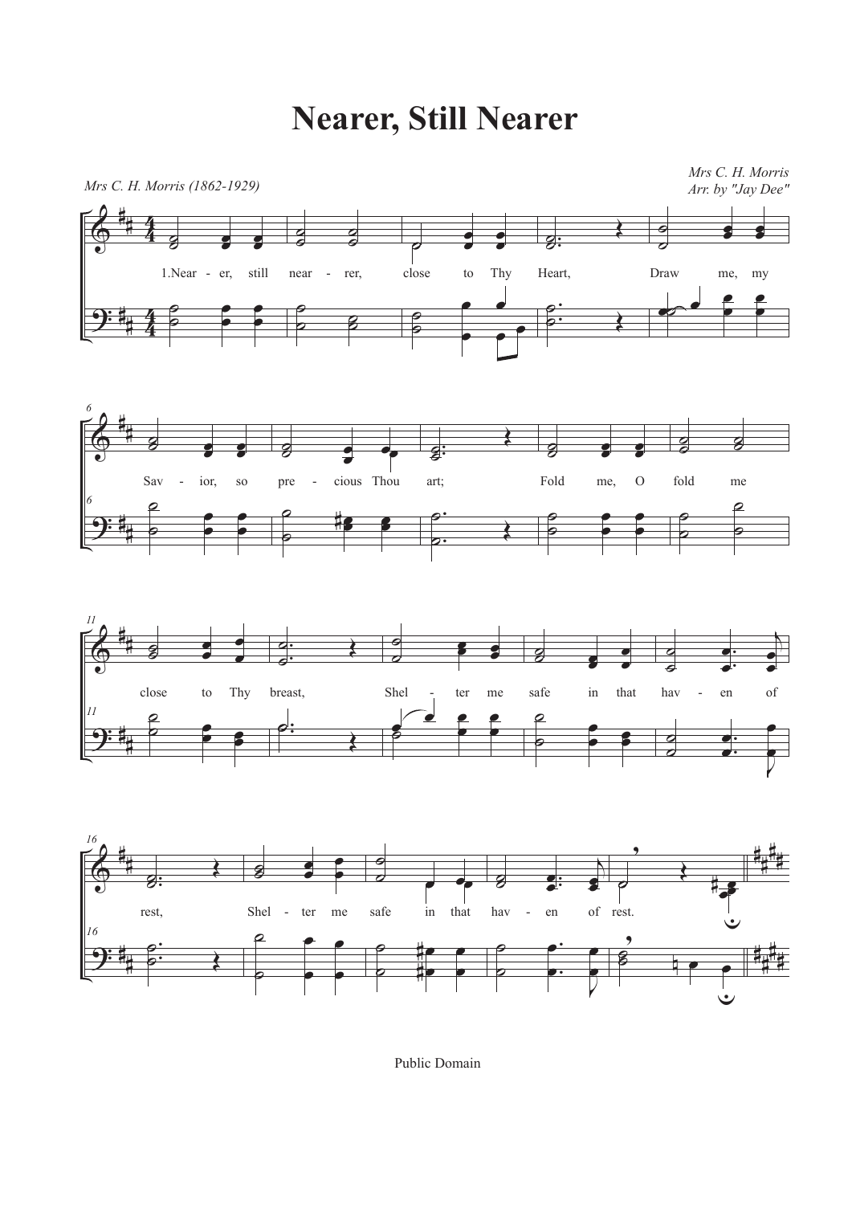# Nearer, Still Nearer

*Mrs C. H. Morris (1862-1929)*

*Mrs C. H. Morris*
*Arr. by "Jay Dee"*

1.Near - er, still near - rer, close to Thy Heart, Draw me, my Sav - ior, so pre - cious Thou art; Fold me, O fold me close to Thy breast, Shel - ter me safe in that hav - en of rest, Shel - ter me safe in that hav - en of rest.

Public Domain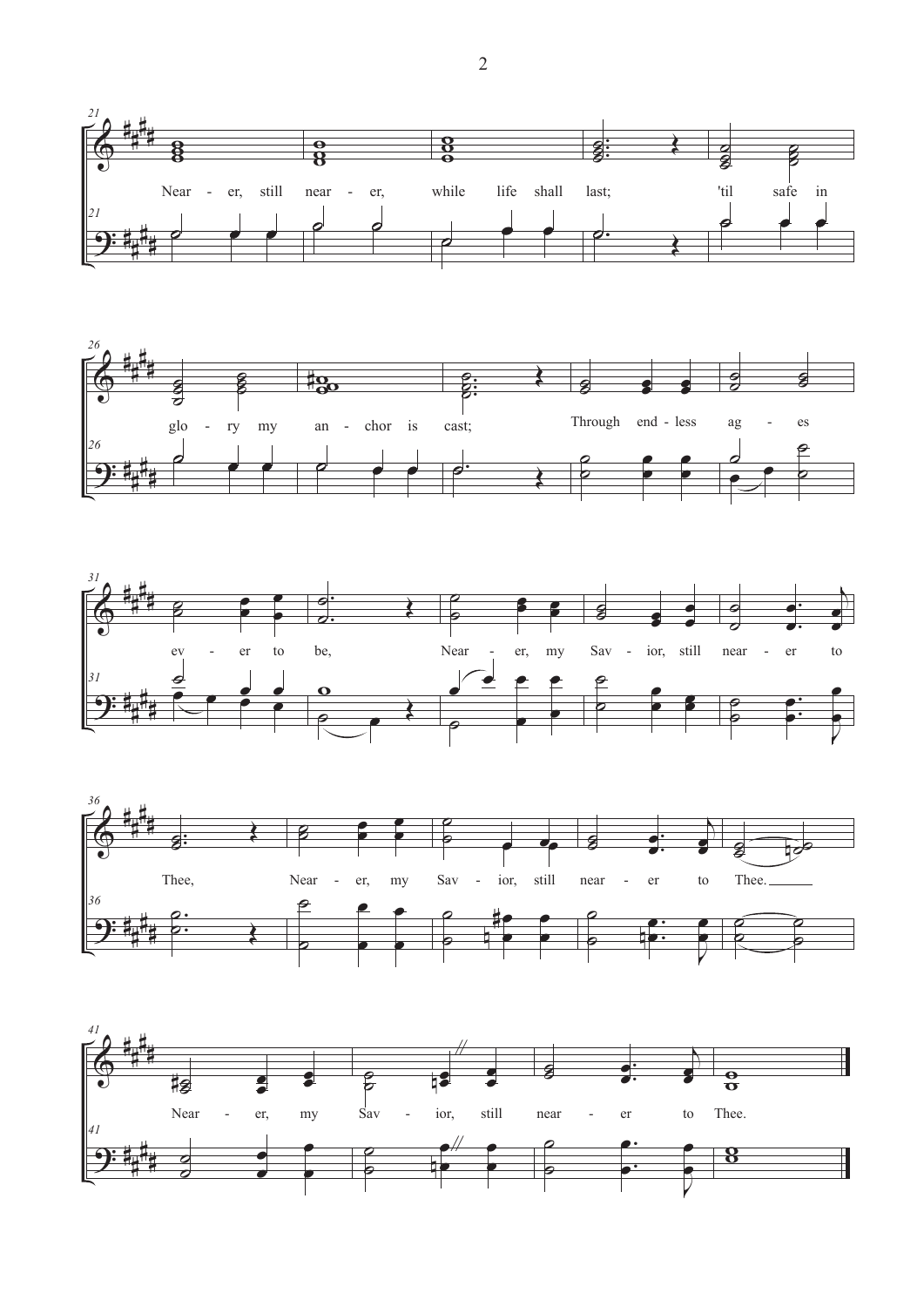Near - er, still near - er, while life shall last; 'til safe in

glo - ry my an - chor is cast; Through end - less ag - es

ev - er to be, Near - er, my Sav - ior, still near - er to

Thee, Near - er, my Sav - ior, still near - er to Thee.

Near - er, my Sav - ior, still near - er to Thee.